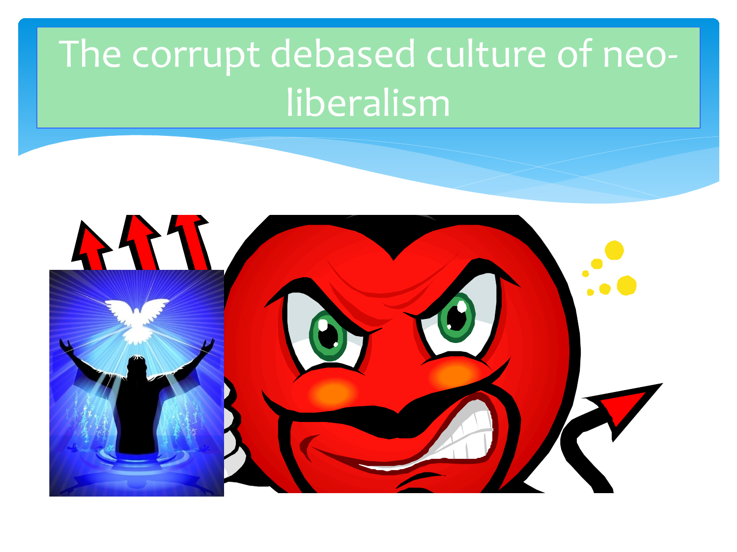# The corrupt debased culture of neo-liberalism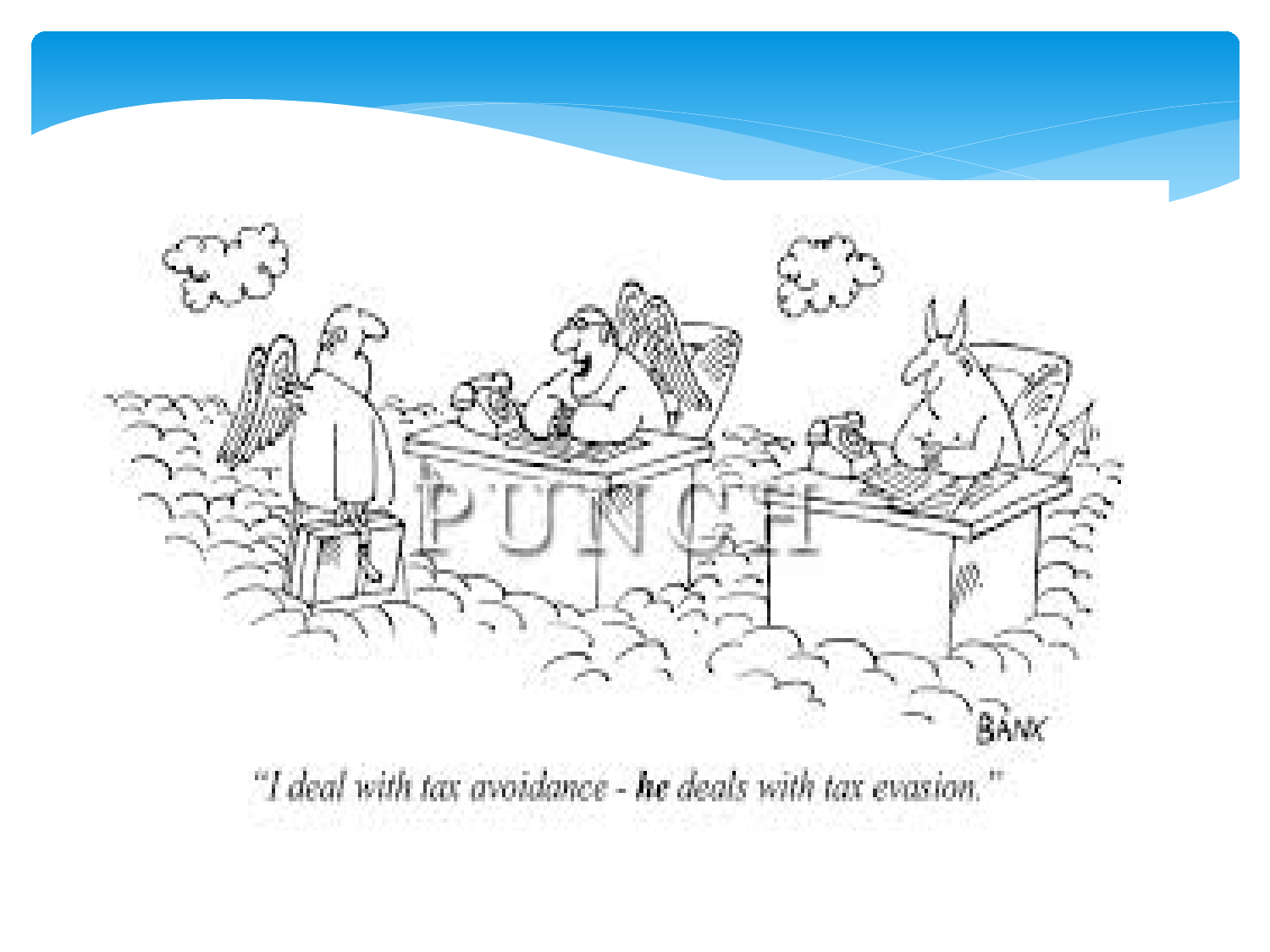"I deal with tax avoidance - **he** deals with tax evasion."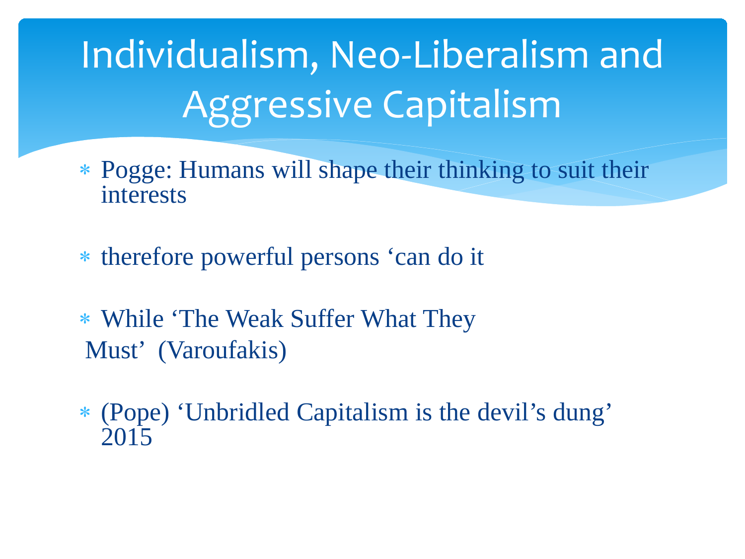# Individualism, Neo-Liberalism and Aggressive Capitalism

- Pogge: Humans will shape their thinking to suit their interests

- therefore powerful persons ‘can do it

- While ‘The Weak Suffer What They Must’ (Varoufakis)

- (Pope) ‘Unbridled Capitalism is the devil’s dung’ 2015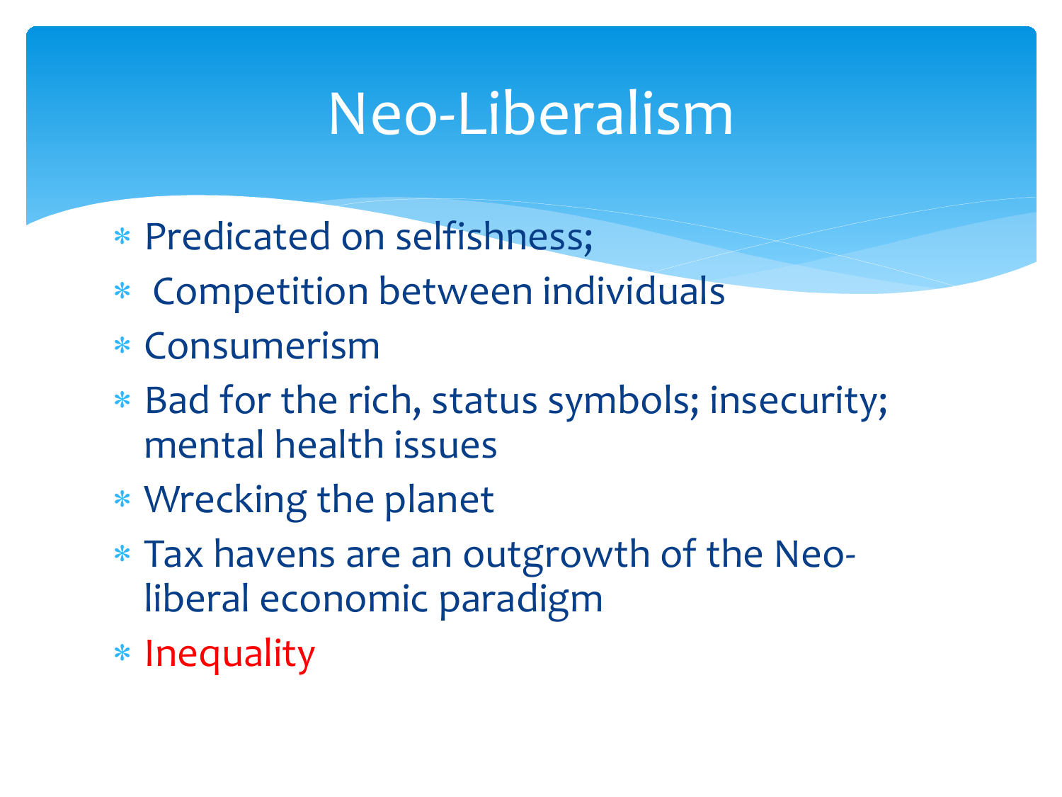# Neo-Liberalism

- Predicated on selfishness;
- Competition between individuals
- Consumerism
- Bad for the rich, status symbols; insecurity; mental health issues
- Wrecking the planet
- Tax havens are an outgrowth of the Neo-liberal economic paradigm
- Inequality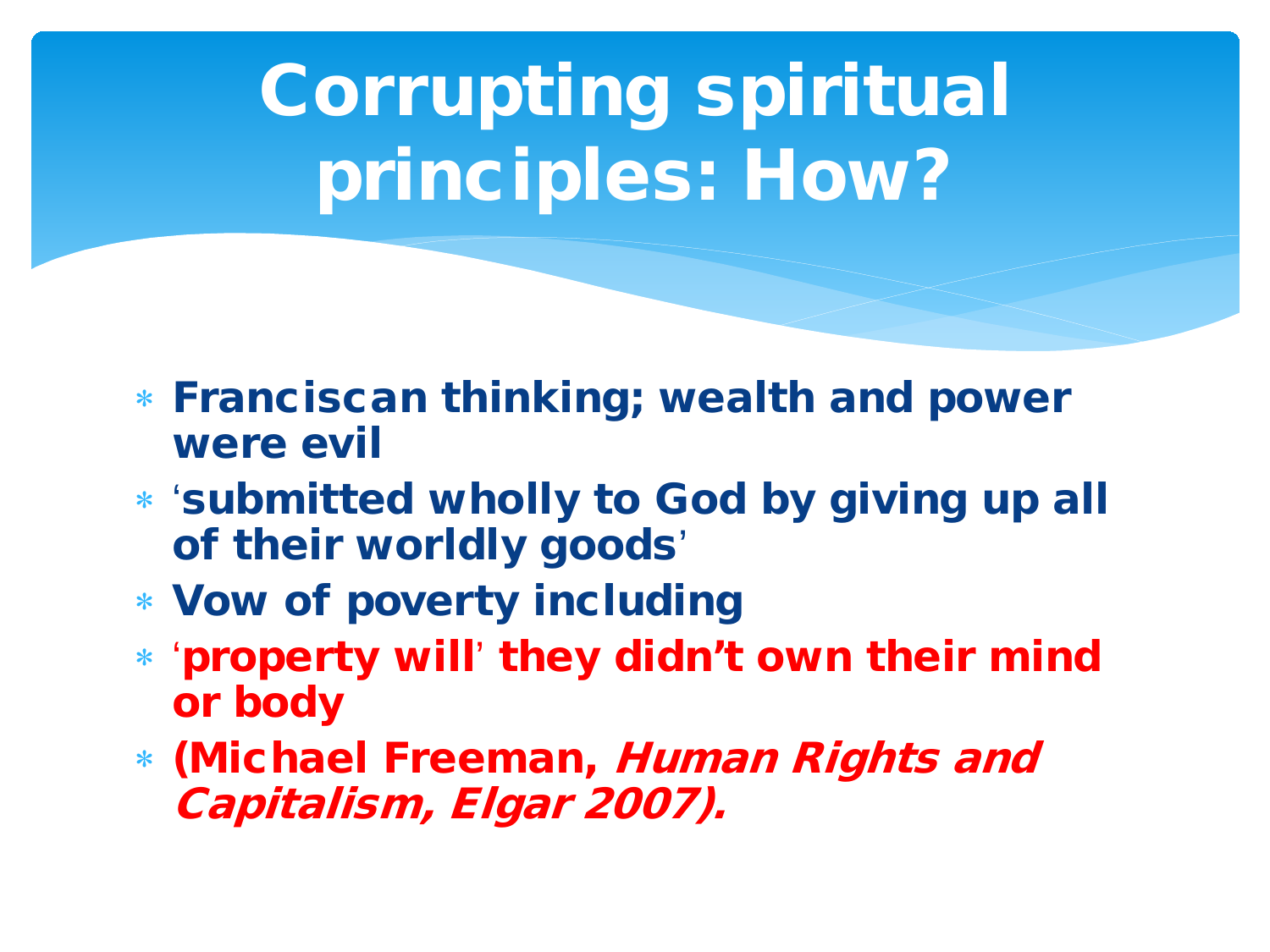# Corrupting spiritual principles: How?

- **Franciscan thinking; wealth and power were evil**
- **'submitted wholly to God by giving up all of their worldly goods'**
- **Vow of poverty including**
- **'property will' they didn't own their mind or body**
- **(Michael Freeman, *Human Rights and Capitalism, Elgar 2007).***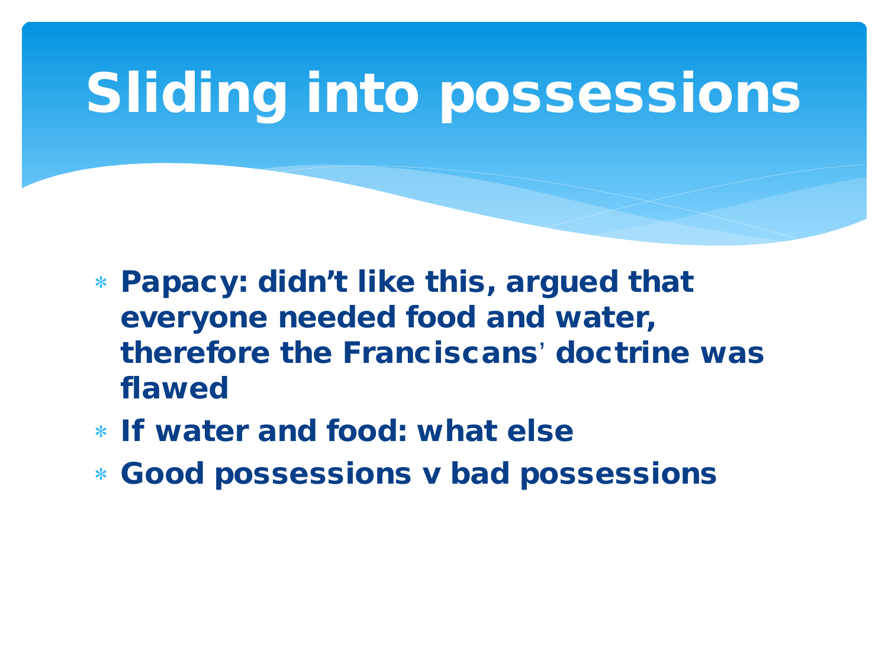# Sliding into possessions

- Papacy: didn’t like this, argued that everyone needed food and water, therefore the Franciscans' doctrine was flawed
- If water and food: what else
- Good possessions v bad possessions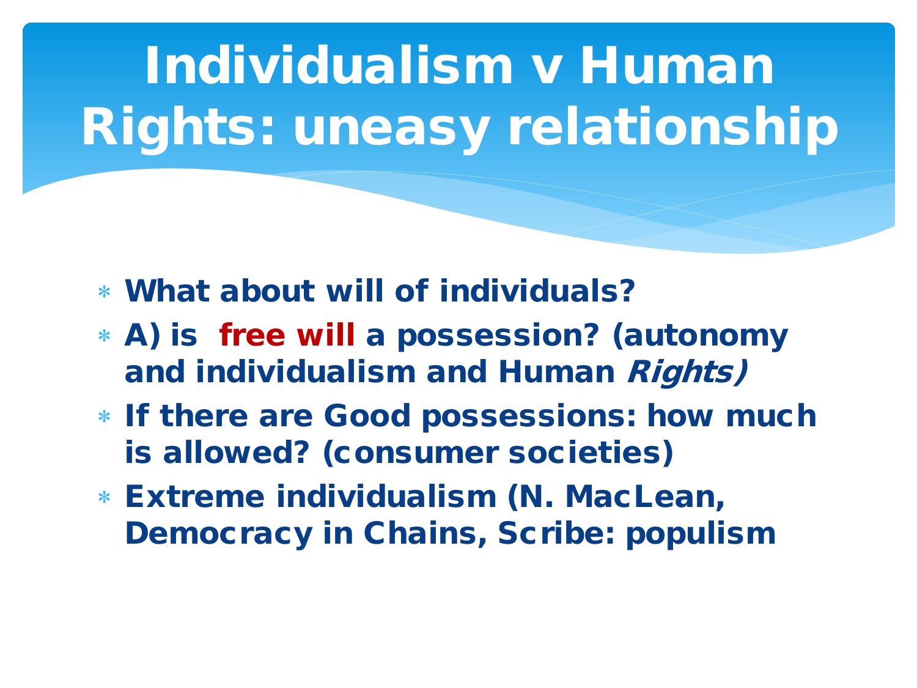# Individualism v Human Rights: uneasy relationship

- **What about will of individuals?**
- **A) is free will a possession? (autonomy and individualism and Human *Rights)***
- **If there are Good possessions: how much is allowed? (consumer societies)**
- **Extreme individualism (N. MacLean, Democracy in Chains, Scribe: populism**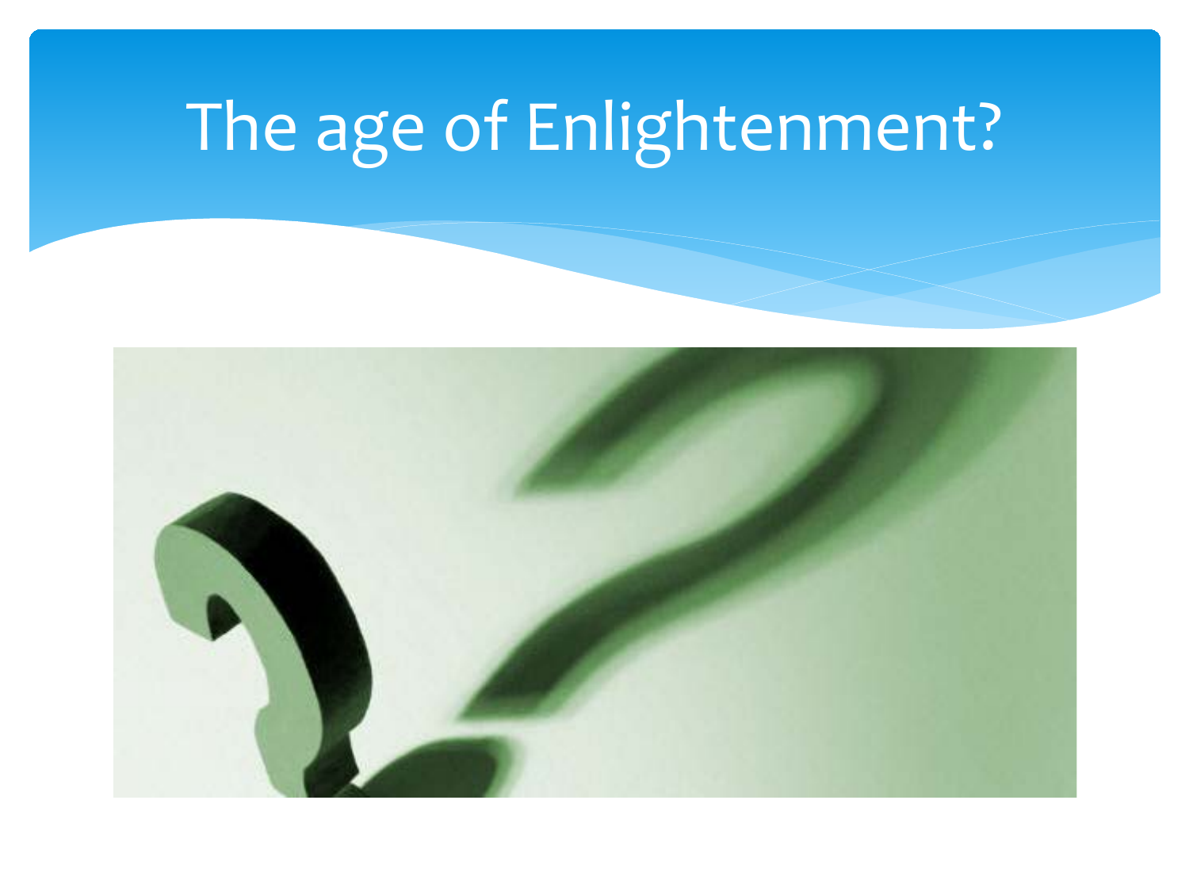# The age of Enlightenment?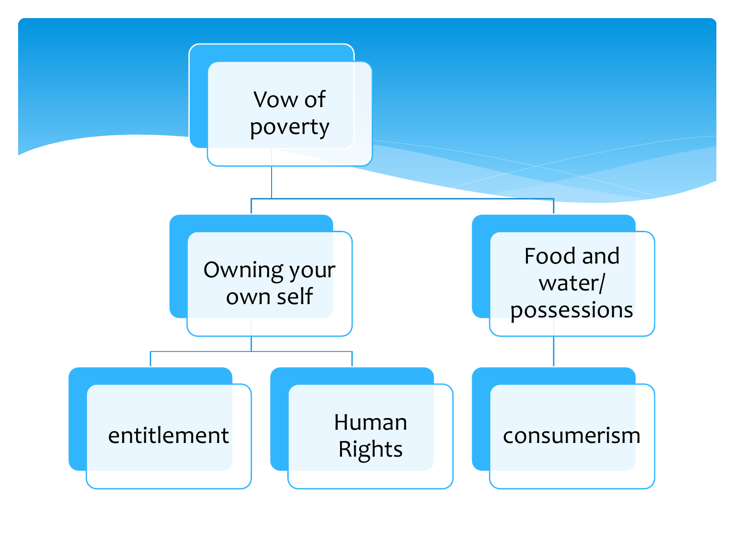- Vow of poverty
  - Owning your own self
    - entitlement
    - Human Rights
  - Food and water/ possessions
    - consumerism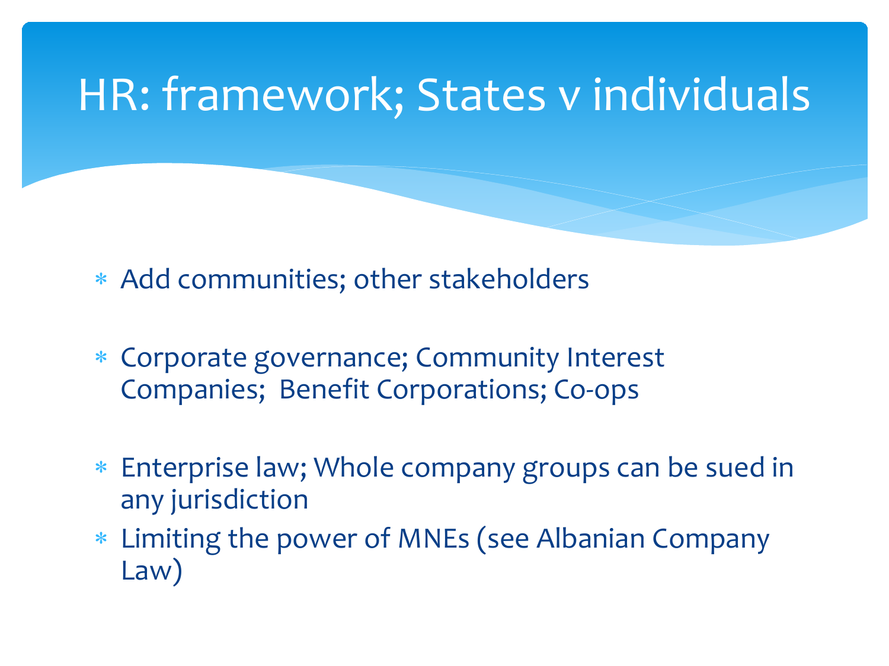# HR: framework; States v individuals

- Add communities; other stakeholders
- Corporate governance; Community Interest Companies; Benefit Corporations; Co-ops
- Enterprise law; Whole company groups can be sued in any jurisdiction
- Limiting the power of MNEs (see Albanian Company Law)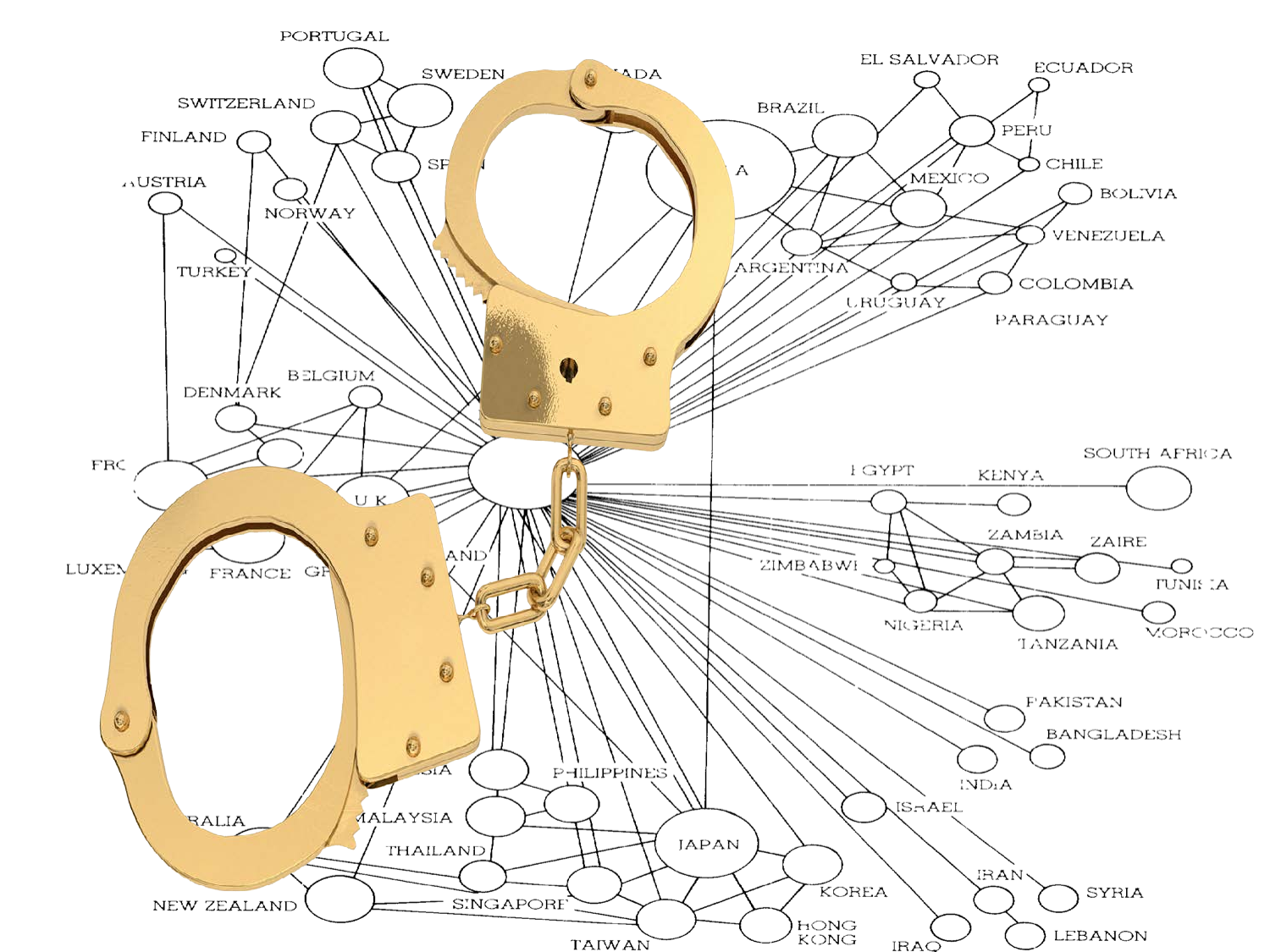PORTUGAL

SWEDEN

ADA

SWITZERLAND

FINLAND

SP

A

AUSTRIA

NORWAY

TURKEY

DENMARK

BELGIUM

FRC

U K

LUXEM

FRANCE

GR

AND

EL SALVADOR

ECUADOR

BRAZIL

PERU

CHILE

MEXICO

BOLIVIA

VENEZUELA

ARGENTINA

URUGUAY

COLOMBIA

PARAGUAY

EGYPT

KENYA

SOUTH AFRICA

ZAMBIA

ZAIRE

ZIMBABWE

TUNISIA

NIGERIA

TANZANIA

MOROCCO

PAKISTAN

BANGLADESH

INDIA

ISRAEL

IRAN

SYRIA

IRAQ

LEBANON

SIA

PHILIPPINES

MALAYSIA

RALIA

THAILAND

JAPAN

KOREA

NEW ZEALAND

SINGAPORE

HONG KONG

TAIWAN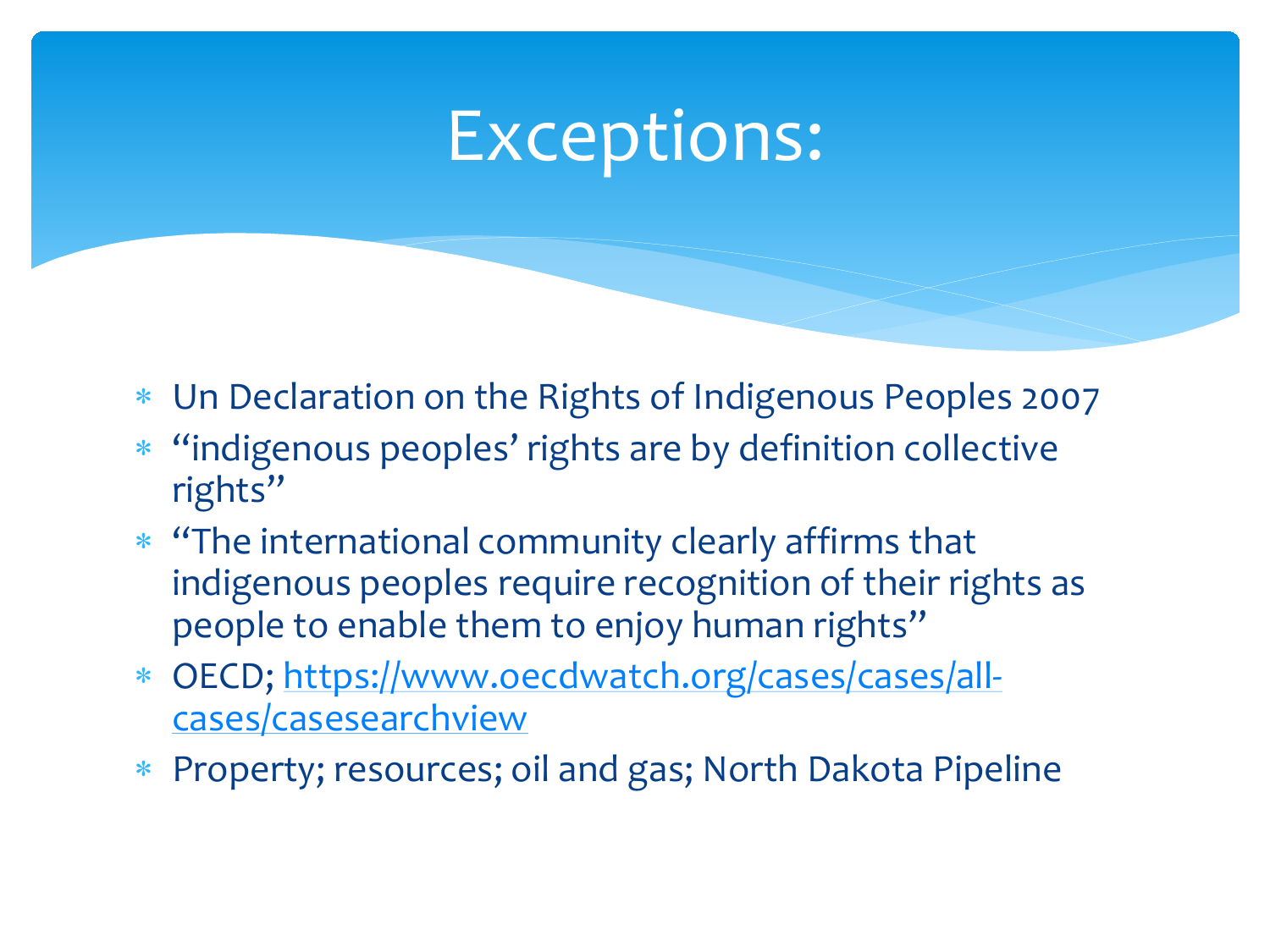# Exceptions:

- Un Declaration on the Rights of Indigenous Peoples 2007
- "indigenous peoples' rights are by definition collective rights"
- "The international community clearly affirms that indigenous peoples require recognition of their rights as people to enable them to enjoy human rights"
- OECD; [https://www.oecdwatch.org/cases/cases/all-cases/casesearchview](https://www.oecdwatch.org/cases/cases/all-cases/casesearchview)
- Property; resources; oil and gas; North Dakota Pipeline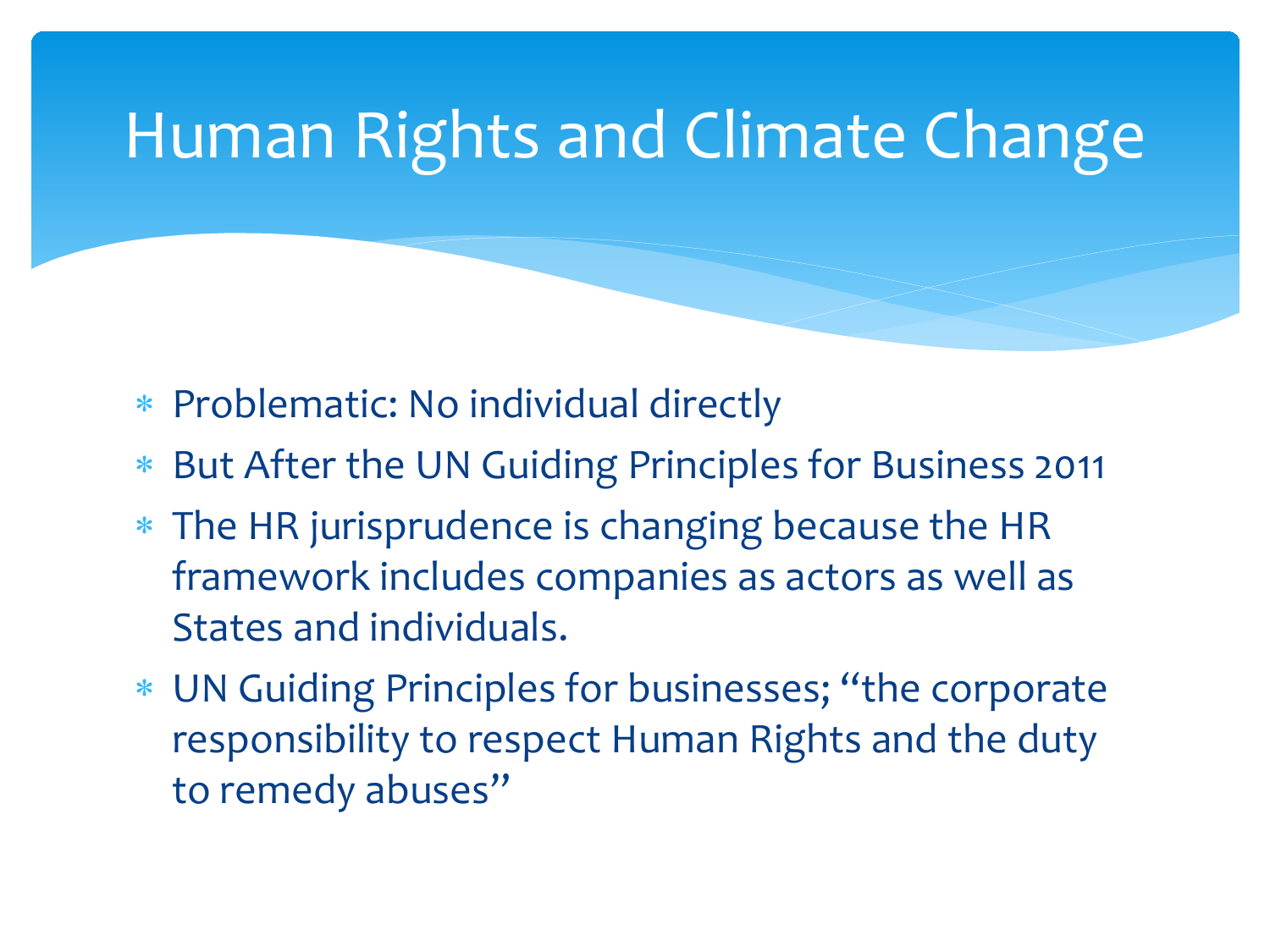# Human Rights and Climate Change

- Problematic: No individual directly
- But After the UN Guiding Principles for Business 2011
- The HR jurisprudence is changing because the HR framework includes companies as actors as well as States and individuals.
- UN Guiding Principles for businesses; "the corporate responsibility to respect Human Rights and the duty to remedy abuses"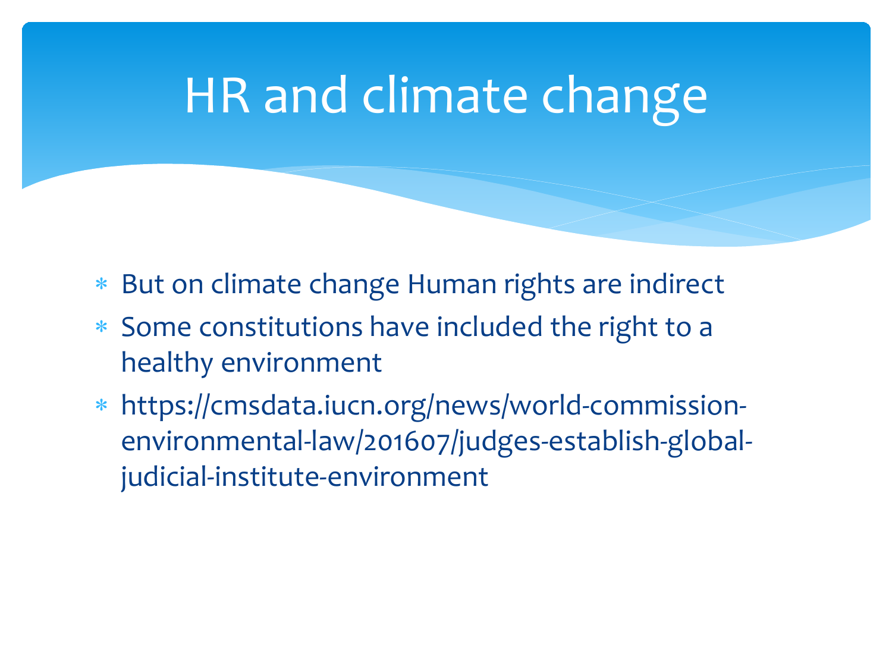# HR and climate change

- But on climate change Human rights are indirect
- Some constitutions have included the right to a healthy environment
- https://cmsdata.iucn.org/news/world-commission-environmental-law/201607/judges-establish-global-judicial-institute-environment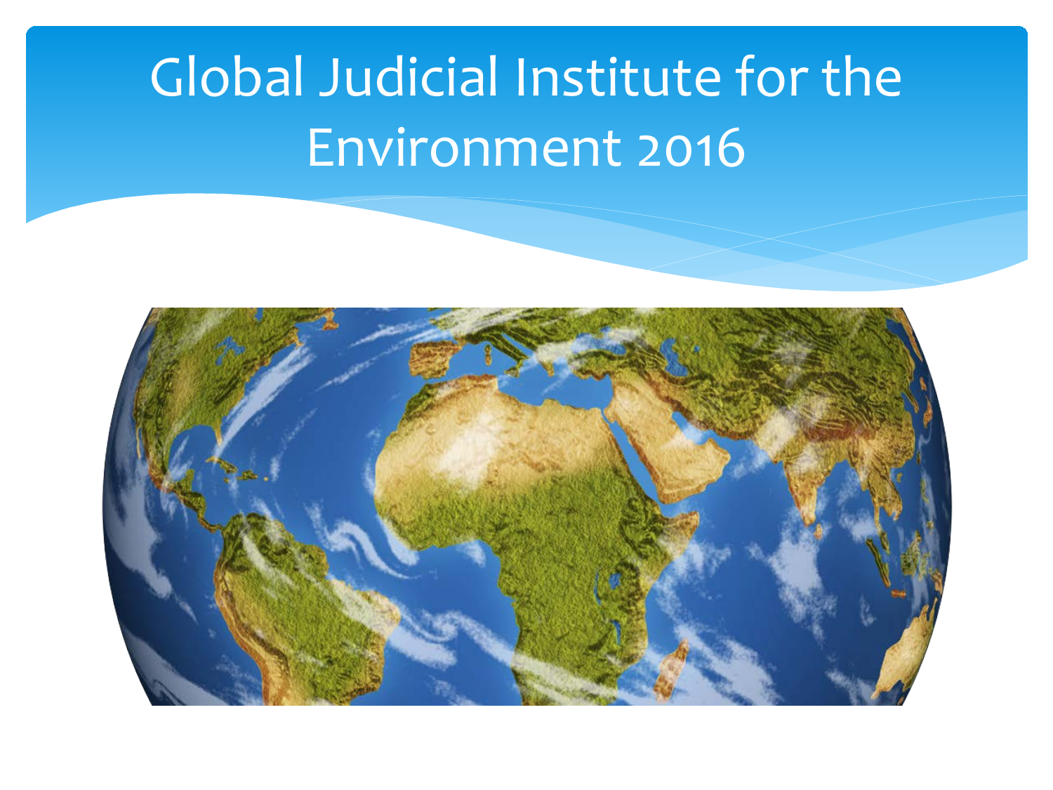# Global Judicial Institute for the Environment 2016